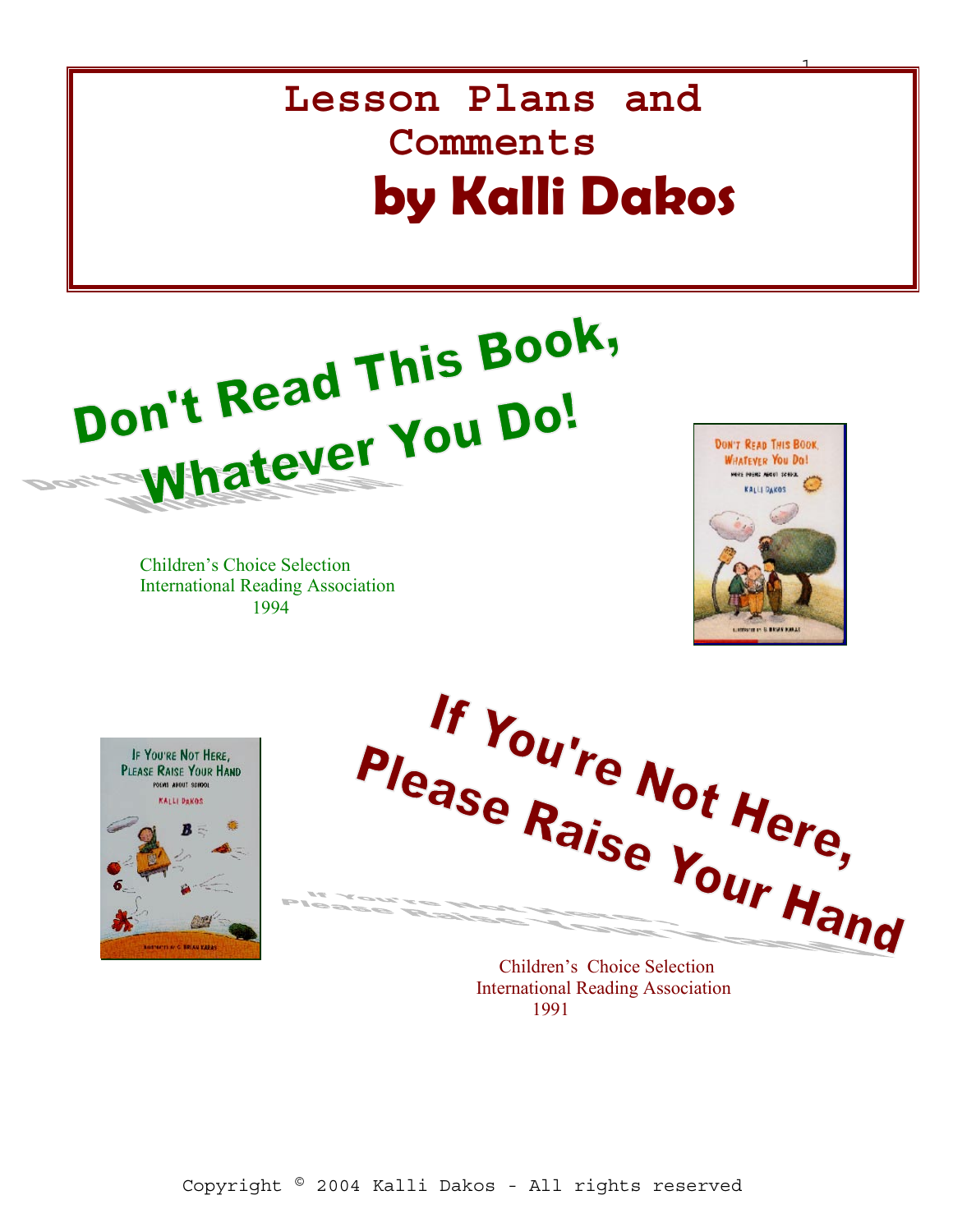# Lesson Plans and Comments

# by Kalli Dakos

## Don't Read This Book, Whatever You Do!

Children's Choice Selection
International Reading Association
1994

## If You're Not Here, Please Raise Your Hand

Children's Choice Selection
International Reading Association
1991

Copyright © 2004 Kalli Dakos - All rights reserved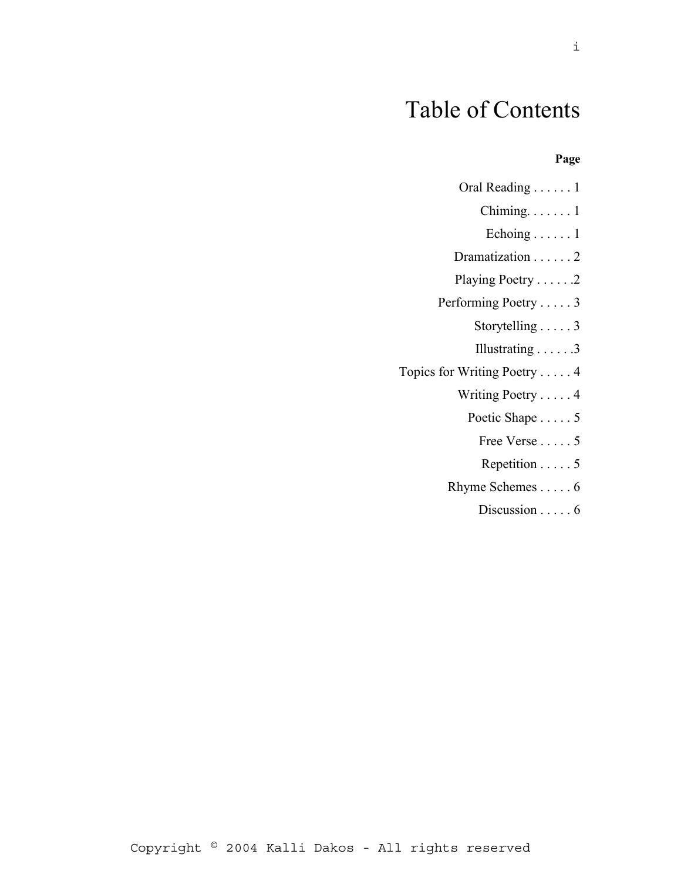# Table of Contents

**Page**

Oral Reading . . . . . . 1

Chiming. . . . . . . 1

Echoing . . . . . . 1

Dramatization . . . . . . 2

Playing Poetry . . . . . .2

Performing Poetry . . . . . 3

Storytelling . . . . . 3

Illustrating . . . . . .3

Topics for Writing Poetry . . . . . 4

Writing Poetry . . . . . 4

Poetic Shape . . . . . 5

Free Verse . . . . . 5

Repetition . . . . . 5

Rhyme Schemes . . . . . 6

Discussion . . . . . 6

Copyright © 2004 Kalli Dakos - All rights reserved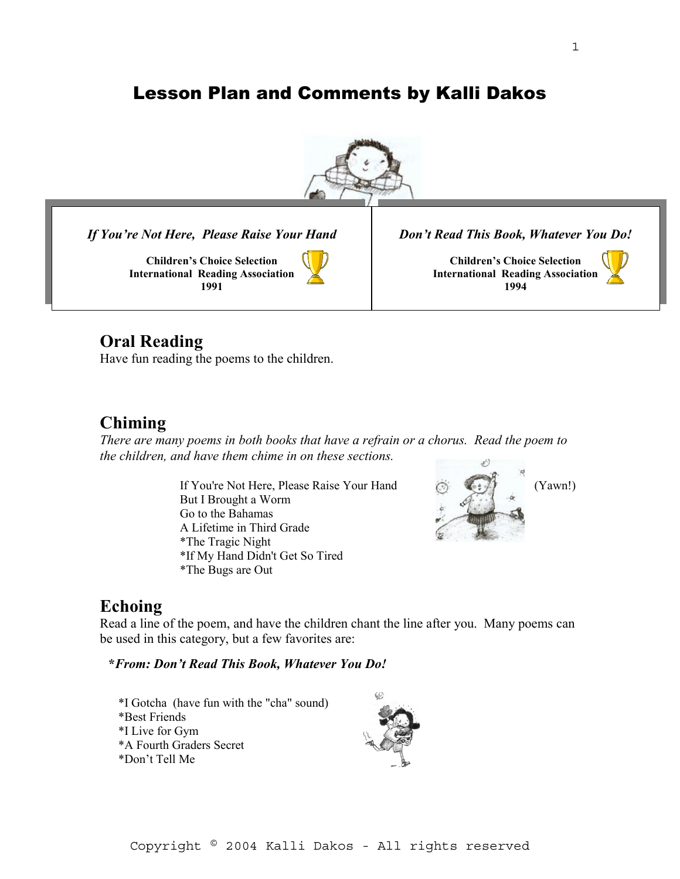# Lesson Plan and Comments by Kalli Dakos

| *If You're Not Here, Please Raise Your Hand* | *Don't Read This Book, Whatever You Do!* |
|---|---|
| **Children's Choice Selection International Reading Association 1991** | **Children's Choice Selection International Reading Association 1994** |

## Oral Reading

Have fun reading the poems to the children.

## Chiming

*There are many poems in both books that have a refrain or a chorus. Read the poem to the children, and have them chime in on these sections.*

If You're Not Here, Please Raise Your Hand (Yawn!)
But I Brought a Worm
Go to the Bahamas
A Lifetime in Third Grade
*The Tragic Night
*If My Hand Didn't Get So Tired
*The Bugs are Out

## Echoing

Read a line of the poem, and have the children chant the line after you. Many poems can be used in this category, but a few favorites are:

***From: Don't Read This Book, Whatever You Do!***

*I Gotcha (have fun with the "cha" sound)
*Best Friends
*I Live for Gym
*A Fourth Graders Secret
*Don't Tell Me

Copyright © 2004 Kalli Dakos - All rights reserved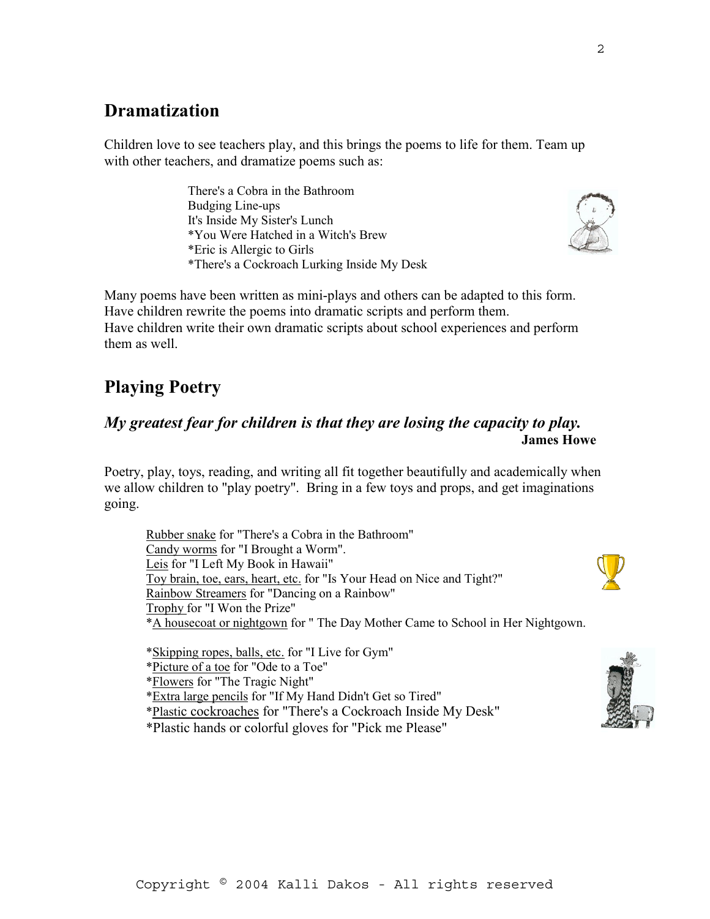## Dramatization

Children love to see teachers play, and this brings the poems to life for them. Team up with other teachers, and dramatize poems such as:

There's a Cobra in the Bathroom
Budging Line-ups
It's Inside My Sister's Lunch
*You Were Hatched in a Witch's Brew
*Eric is Allergic to Girls
*There's a Cockroach Lurking Inside My Desk

Many poems have been written as mini-plays and others can be adapted to this form. Have children rewrite the poems into dramatic scripts and perform them.
Have children write their own dramatic scripts about school experiences and perform them as well.

## Playing Poetry

### *My greatest fear for children is that they are losing the capacity to play.*

**James Howe**

Poetry, play, toys, reading, and writing all fit together beautifully and academically when we allow children to "play poetry". Bring in a few toys and props, and get imaginations going.

Rubber snake for "There's a Cobra in the Bathroom"
Candy worms for "I Brought a Worm".
Leis for "I Left My Book in Hawaii"
Toy brain, toe, ears, heart, etc. for "Is Your Head on Nice and Tight?"
Rainbow Streamers for "Dancing on a Rainbow"
Trophy for "I Won the Prize"
*A housecoat or nightgown for " The Day Mother Came to School in Her Nightgown.

*Skipping ropes, balls, etc. for "I Live for Gym"
*Picture of a toe for "Ode to a Toe"
*Flowers for "The Tragic Night"
*Extra large pencils for "If My Hand Didn't Get so Tired"
*Plastic cockroaches for "There's a Cockroach Inside My Desk"
*Plastic hands or colorful gloves for "Pick me Please"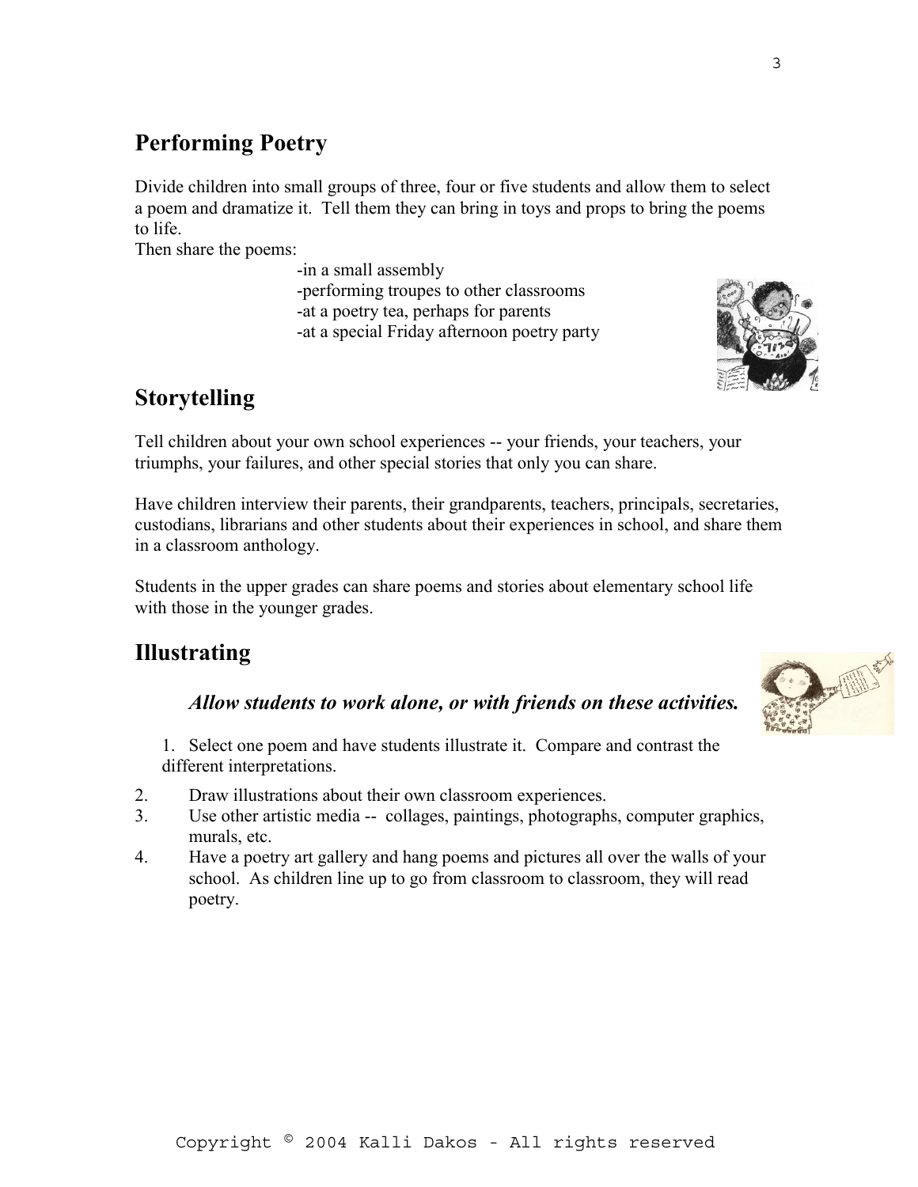## Performing Poetry

Divide children into small groups of three, four or five students and allow them to select a poem and dramatize it. Tell them they can bring in toys and props to bring the poems to life.

Then share the poems:

- in a small assembly
- performing troupes to other classrooms
- at a poetry tea, perhaps for parents
- at a special Friday afternoon poetry party

## Storytelling

Tell children about your own school experiences -- your friends, your teachers, your triumphs, your failures, and other special stories that only you can share.

Have children interview their parents, their grandparents, teachers, principals, secretaries, custodians, librarians and other students about their experiences in school, and share them in a classroom anthology.

Students in the upper grades can share poems and stories about elementary school life with those in the younger grades.

## Illustrating

***Allow students to work alone, or with friends on these activities.***

1. Select one poem and have students illustrate it. Compare and contrast the different interpretations.
2. Draw illustrations about their own classroom experiences.
3. Use other artistic media -- collages, paintings, photographs, computer graphics, murals, etc.
4. Have a poetry art gallery and hang poems and pictures all over the walls of your school. As children line up to go from classroom to classroom, they will read poetry.

Copyright © 2004 Kalli Dakos - All rights reserved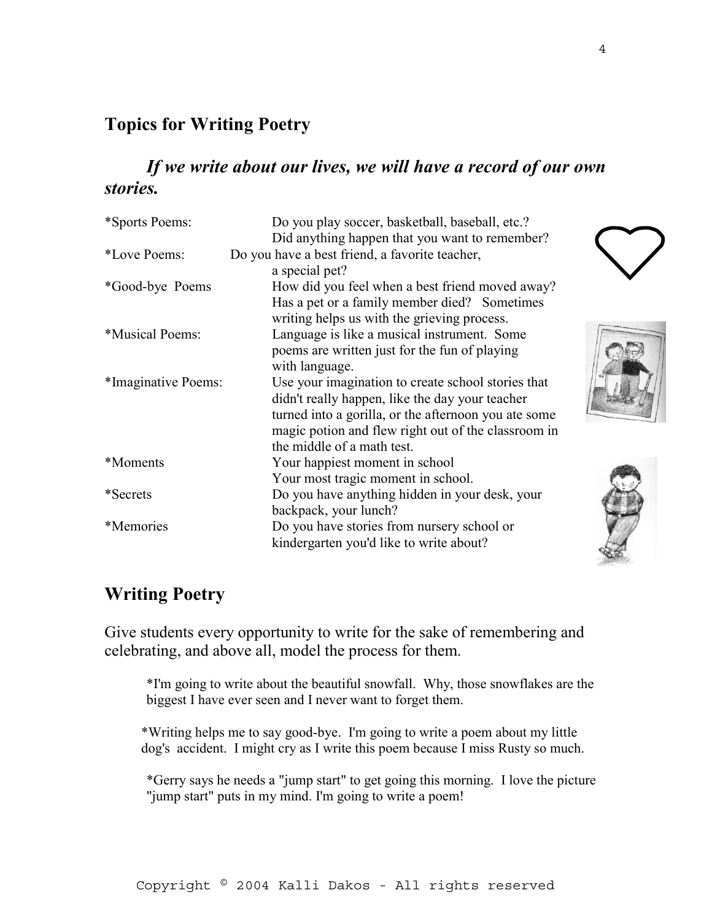## Topics for Writing Poetry

***If we write about our lives, we will have a record of our own stories.***

| | |
|---|---|
| *Sports Poems: | Do you play soccer, basketball, baseball, etc.? Did anything happen that you want to remember? |
| *Love Poems: | Do you have a best friend, a favorite teacher, a special pet? |
| *Good-bye Poems | How did you feel when a best friend moved away? Has a pet or a family member died? Sometimes writing helps us with the grieving process. |
| *Musical Poems: | Language is like a musical instrument. Some poems are written just for the fun of playing with language. |
| *Imaginative Poems: | Use your imagination to create school stories that didn't really happen, like the day your teacher turned into a gorilla, or the afternoon you ate some magic potion and flew right out of the classroom in the middle of a math test. |
| *Moments | Your happiest moment in school Your most tragic moment in school. |
| *Secrets | Do you have anything hidden in your desk, your backpack, your lunch? |
| *Memories | Do you have stories from nursery school or kindergarten you'd like to write about? |

## Writing Poetry

Give students every opportunity to write for the sake of remembering and celebrating, and above all, model the process for them.

*I'm going to write about the beautiful snowfall. Why, those snowflakes are the biggest I have ever seen and I never want to forget them.

*Writing helps me to say good-bye. I'm going to write a poem about my little dog's accident. I might cry as I write this poem because I miss Rusty so much.

*Gerry says he needs a "jump start" to get going this morning. I love the picture "jump start" puts in my mind. I'm going to write a poem!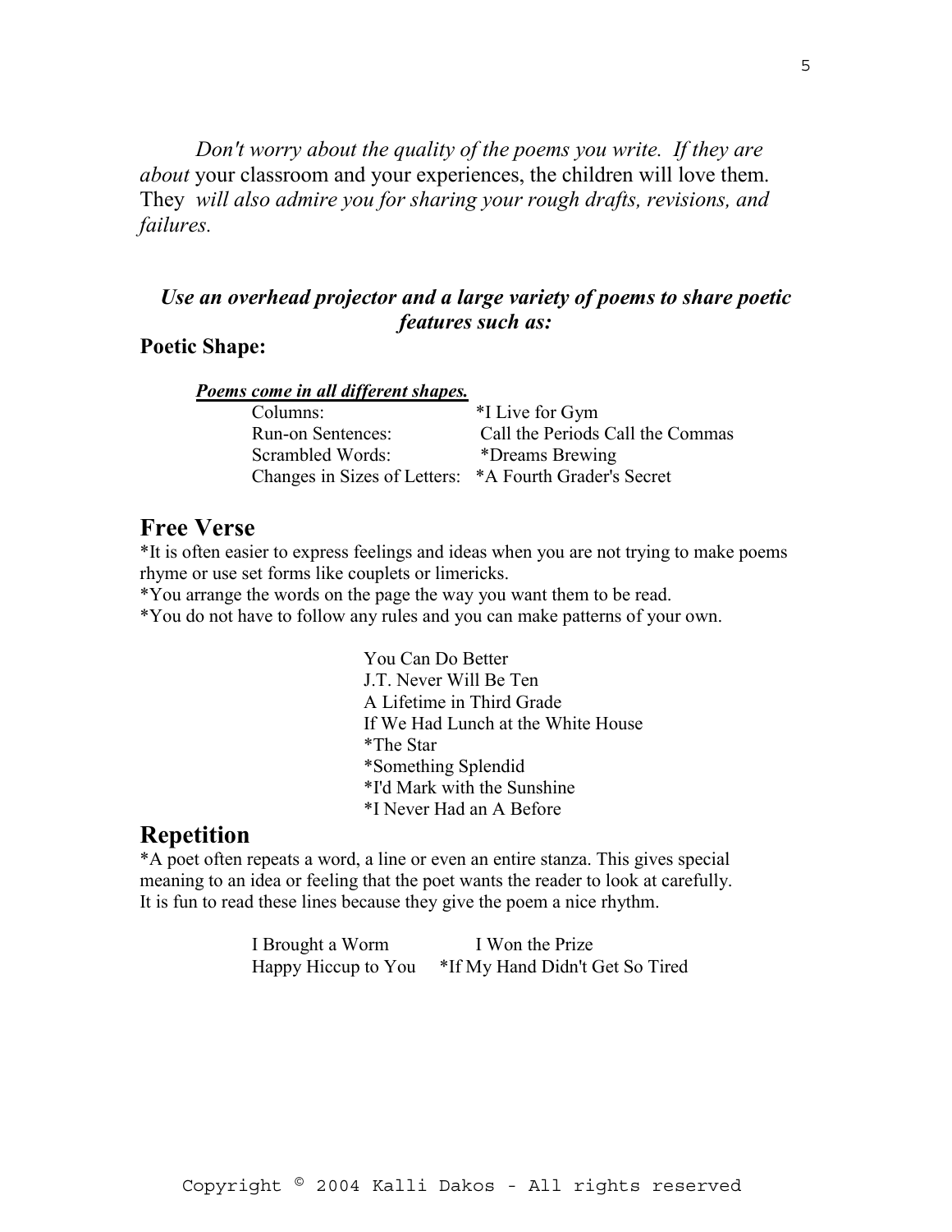*Don't worry about the quality of the poems you write. If they are about* your classroom and your experiences, the children will love them. They *will also admire you for sharing your rough drafts, revisions, and failures.*

***Use an overhead projector and a large variety of poems to share poetic features such as:***

**Poetic Shape:**

***<u>Poems come in all different shapes.</u>***

| | |
|---|---|
| Columns: | *I Live for Gym |
| Run-on Sentences: | Call the Periods Call the Commas |
| Scrambled Words: | *Dreams Brewing |
| Changes in Sizes of Letters: | *A Fourth Grader's Secret |

## Free Verse

*It is often easier to express feelings and ideas when you are not trying to make poems rhyme or use set forms like couplets or limericks.
*You arrange the words on the page the way you want them to be read.
*You do not have to follow any rules and you can make patterns of your own.

You Can Do Better
J.T. Never Will Be Ten
A Lifetime in Third Grade
If We Had Lunch at the White House
*The Star
*Something Splendid
*I'd Mark with the Sunshine
*I Never Had an A Before

## Repetition

*A poet often repeats a word, a line or even an entire stanza. This gives special meaning to an idea or feeling that the poet wants the reader to look at carefully. It is fun to read these lines because they give the poem a nice rhythm.

| | |
|---|---|
| I Brought a Worm | I Won the Prize |
| Happy Hiccup to You | *If My Hand Didn't Get So Tired |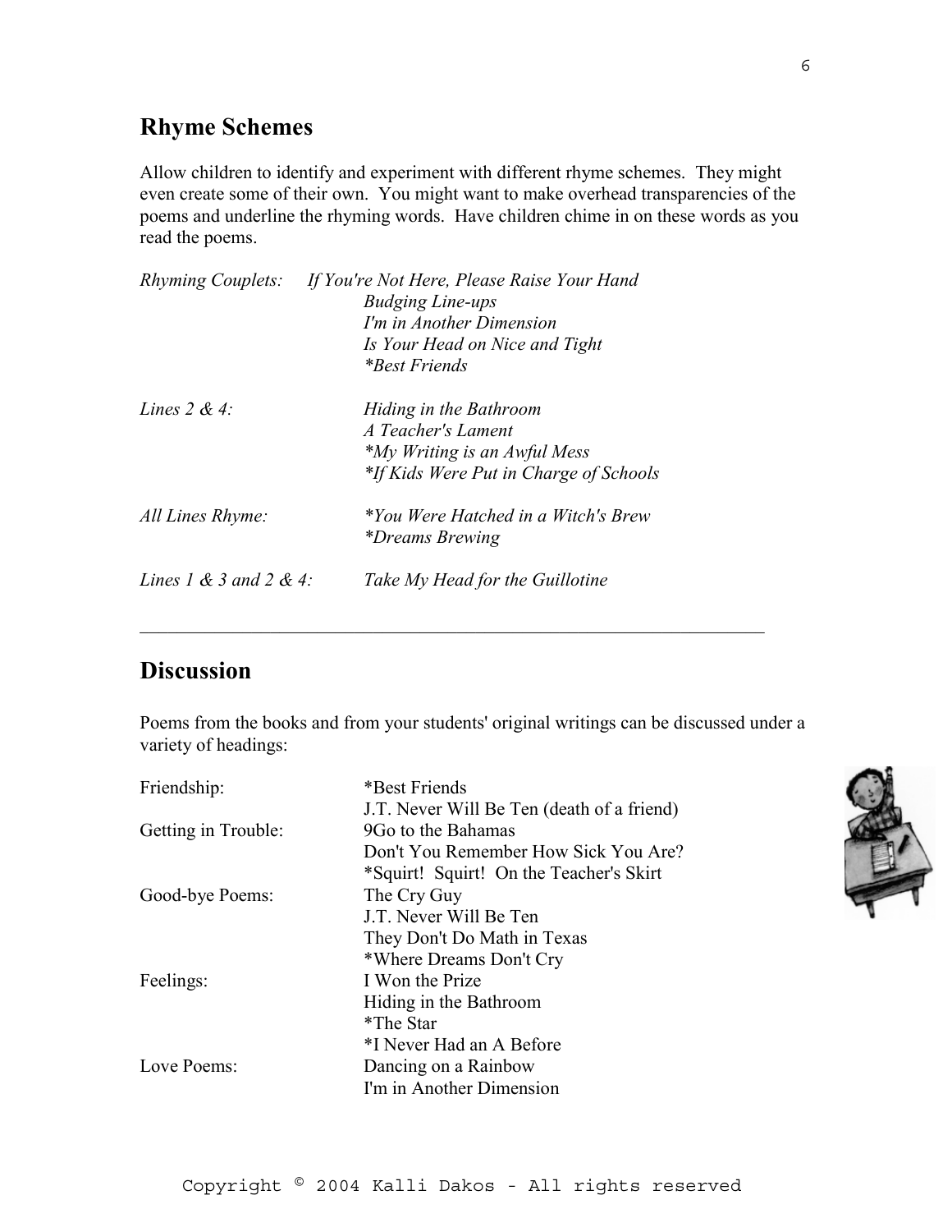## Rhyme Schemes

Allow children to identify and experiment with different rhyme schemes. They might even create some of their own. You might want to make overhead transparencies of the poems and underline the rhyming words. Have children chime in on these words as you read the poems.

| | |
|---|---|
| *Rhyming Couplets:* | *If You're Not Here, Please Raise Your Hand* |
| | *Budging Line-ups* |
| | *I'm in Another Dimension* |
| | *Is Your Head on Nice and Tight* |
| | *\*Best Friends* |
| *Lines 2 & 4:* | *Hiding in the Bathroom* |
| | *A Teacher's Lament* |
| | *\*My Writing is an Awful Mess* |
| | *\*If Kids Were Put in Charge of Schools* |
| *All Lines Rhyme:* | *\*You Were Hatched in a Witch's Brew* |
| | *\*Dreams Brewing* |
| *Lines 1 & 3 and 2 & 4:* | *Take My Head for the Guillotine* |

---

## Discussion

Poems from the books and from your students' original writings can be discussed under a variety of headings:

| | |
|---|---|
| Friendship: | *Best Friends |
| | J.T. Never Will Be Ten (death of a friend) |
| Getting in Trouble: | 9Go to the Bahamas |
| | Don't You Remember How Sick You Are? |
| | *Squirt! Squirt! On the Teacher's Skirt |
| Good-bye Poems: | The Cry Guy |
| | J.T. Never Will Be Ten |
| | They Don't Do Math in Texas |
| | *Where Dreams Don't Cry |
| Feelings: | I Won the Prize |
| | Hiding in the Bathroom |
| | *The Star |
| | *I Never Had an A Before |
| Love Poems: | Dancing on a Rainbow |
| | I'm in Another Dimension |

Copyright © 2004 Kalli Dakos - All rights reserved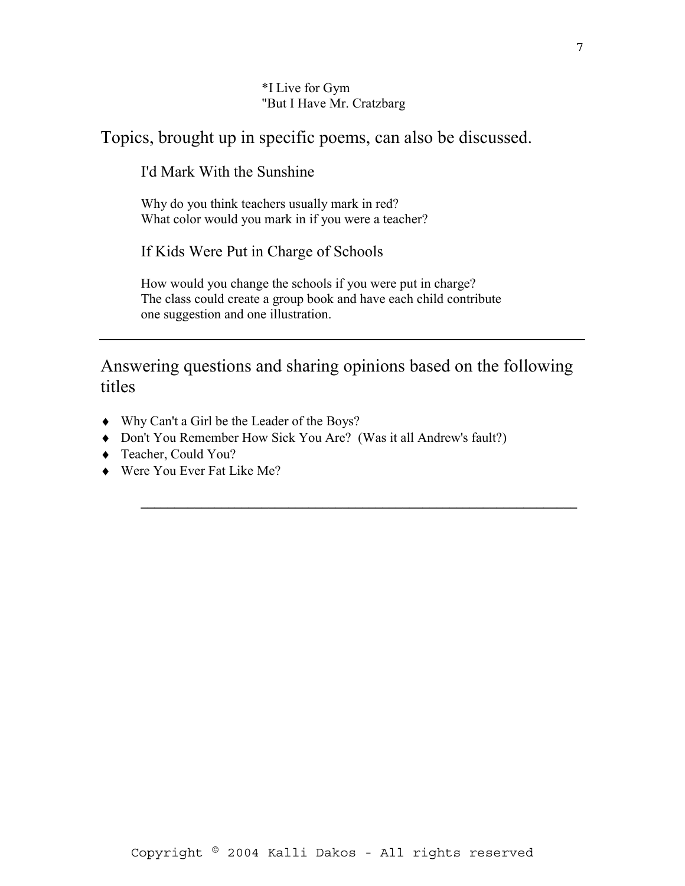*I Live for Gym
"But I Have Mr. Cratzbarg

## Topics, brought up in specific poems, can also be discussed.

### I'd Mark With the Sunshine

Why do you think teachers usually mark in red?
What color would you mark in if you were a teacher?

### If Kids Were Put in Charge of Schools

How would you change the schools if you were put in charge?
The class could create a group book and have each child contribute one suggestion and one illustration.

---

## Answering questions and sharing opinions based on the following titles

- Why Can't a Girl be the Leader of the Boys?
- Don't You Remember How Sick You Are? (Was it all Andrew's fault?)
- Teacher, Could You?
- Were You Ever Fat Like Me?

---

Copyright © 2004 Kalli Dakos - All rights reserved